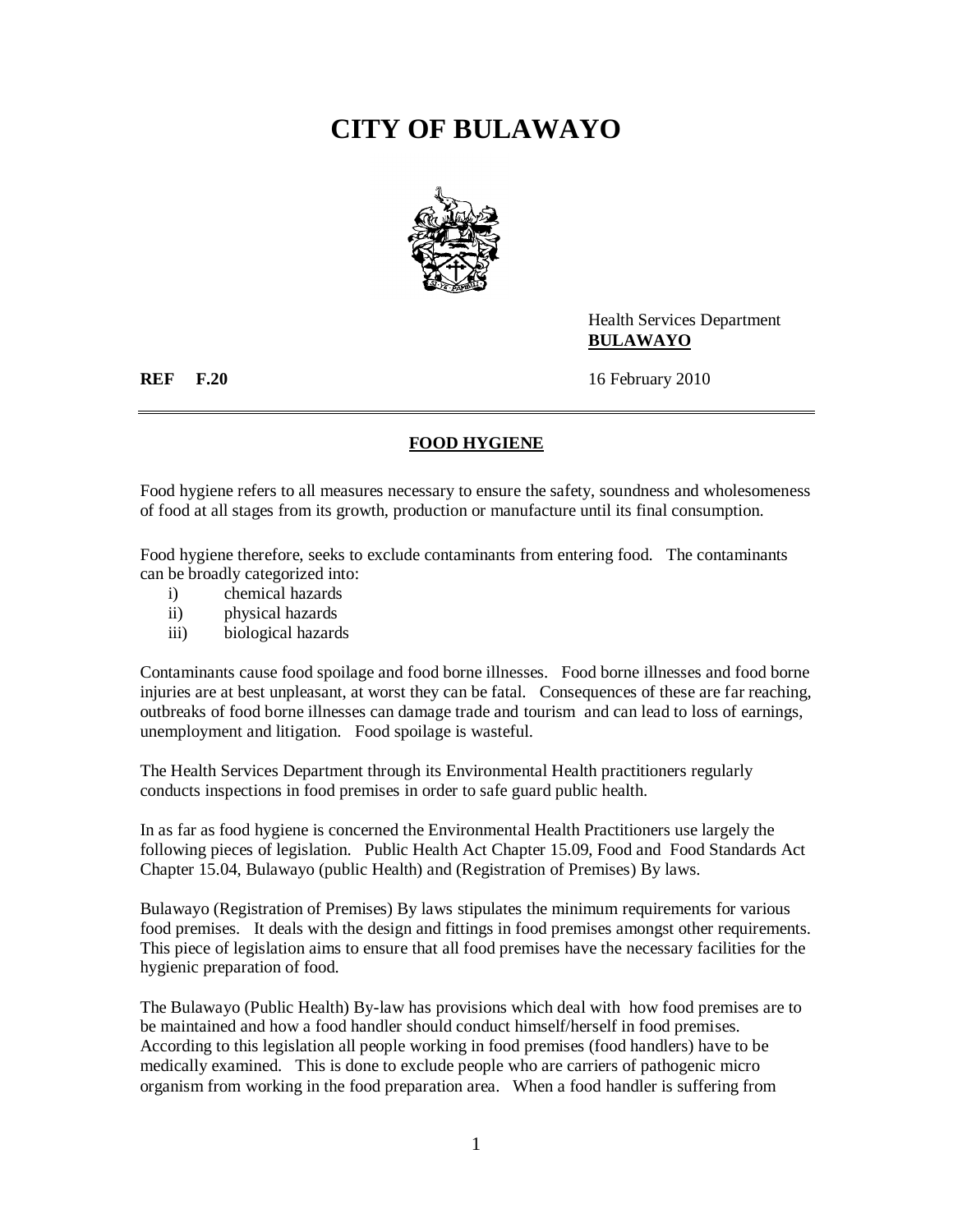# CITY OF BULAWAYO

Health Services Department
**BULAWAYO**

**REF F.20** 16 February 2010

---

## FOOD HYGIENE

Food hygiene refers to all measures necessary to ensure the safety, soundness and wholesomeness of food at all stages from its growth, production or manufacture until its final consumption.

Food hygiene therefore, seeks to exclude contaminants from entering food. The contaminants can be broadly categorized into:

i) chemical hazards
ii) physical hazards
iii) biological hazards

Contaminants cause food spoilage and food borne illnesses. Food borne illnesses and food borne injuries are at best unpleasant, at worst they can be fatal. Consequences of these are far reaching, outbreaks of food borne illnesses can damage trade and tourism and can lead to loss of earnings, unemployment and litigation. Food spoilage is wasteful.

The Health Services Department through its Environmental Health practitioners regularly conducts inspections in food premises in order to safe guard public health.

In as far as food hygiene is concerned the Environmental Health Practitioners use largely the following pieces of legislation. Public Health Act Chapter 15.09, Food and Food Standards Act Chapter 15.04, Bulawayo (public Health) and (Registration of Premises) By laws.

Bulawayo (Registration of Premises) By laws stipulates the minimum requirements for various food premises. It deals with the design and fittings in food premises amongst other requirements. This piece of legislation aims to ensure that all food premises have the necessary facilities for the hygienic preparation of food.

The Bulawayo (Public Health) By-law has provisions which deal with how food premises are to be maintained and how a food handler should conduct himself/herself in food premises. According to this legislation all people working in food premises (food handlers) have to be medically examined. This is done to exclude people who are carriers of pathogenic micro organism from working in the food preparation area. When a food handler is suffering from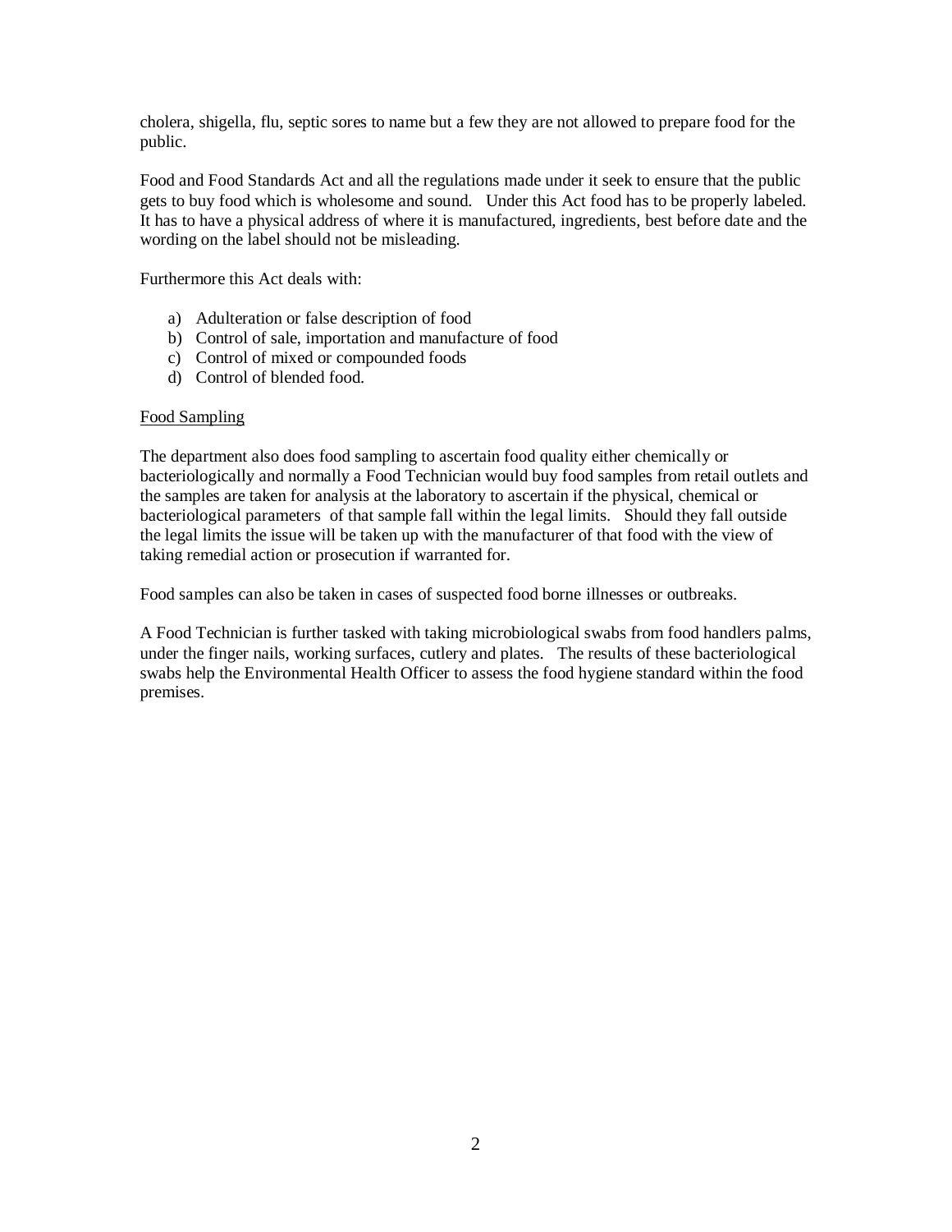cholera, shigella, flu, septic sores to name but a few they are not allowed to prepare food for the public.

Food and Food Standards Act and all the regulations made under it seek to ensure that the public gets to buy food which is wholesome and sound. Under this Act food has to be properly labeled. It has to have a physical address of where it is manufactured, ingredients, best before date and the wording on the label should not be misleading.

Furthermore this Act deals with:

a) Adulteration or false description of food
b) Control of sale, importation and manufacture of food
c) Control of mixed or compounded foods
d) Control of blended food.

<u>Food Sampling</u>

The department also does food sampling to ascertain food quality either chemically or bacteriologically and normally a Food Technician would buy food samples from retail outlets and the samples are taken for analysis at the laboratory to ascertain if the physical, chemical or bacteriological parameters of that sample fall within the legal limits. Should they fall outside the legal limits the issue will be taken up with the manufacturer of that food with the view of taking remedial action or prosecution if warranted for.

Food samples can also be taken in cases of suspected food borne illnesses or outbreaks.

A Food Technician is further tasked with taking microbiological swabs from food handlers palms, under the finger nails, working surfaces, cutlery and plates. The results of these bacteriological swabs help the Environmental Health Officer to assess the food hygiene standard within the food premises.